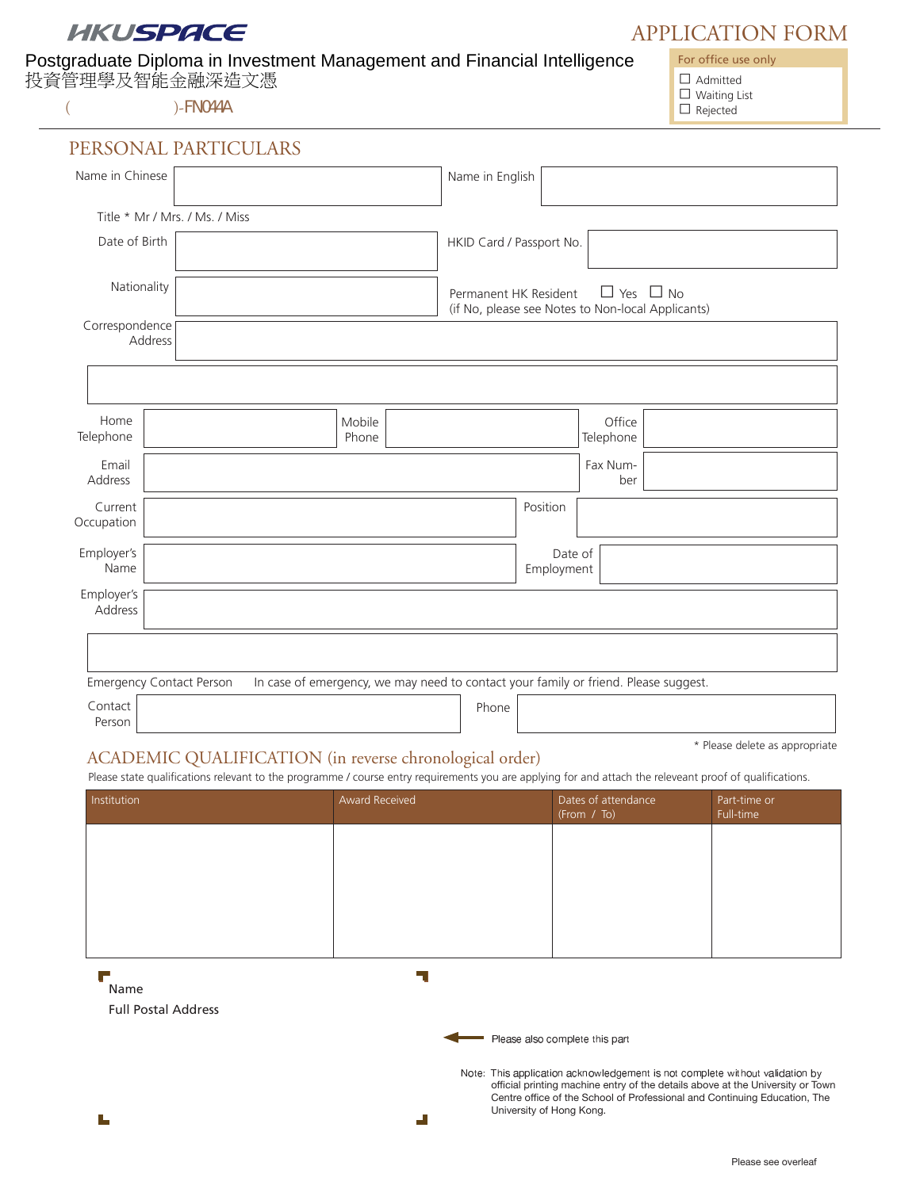HKUSPACE

# APPLICATION FORM

Postgraduate Diploma in Investment Management and Financial Intelligence
投資管理學及智能金融深造文憑

( )-FN044A

For office use only
- ☐ Admitted
- ☐ Waiting List
- ☐ Rejected

## PERSONAL PARTICULARS

| | | | |
|---|---|---|---|
| Name in Chinese | | Name in English | |
| Title * Mr / Mrs. / Ms. / Miss | | | |
| Date of Birth | | HKID Card / Passport No. | |
| Nationality | | Permanent HK Resident ☐ Yes ☐ No (if No, please see Notes to Non-local Applicants) | |
| Correspondence Address | | | |

| | | | | | |
|---|---|---|---|---|---|
| Home Telephone | | Mobile Phone | | Office Telephone | |
| Email Address | | | | Fax Number | |
| Current Occupation | | Position | | | |
| Employer's Name | | Date of Employment | | | |
| Employer's Address | | | | | |

Emergency Contact Person In case of emergency, we may need to contact your family or friend. Please suggest.

| | | | |
|---|---|---|---|
| Contact Person | | Phone | |

\* Please delete as appropriate

## ACADEMIC QUALIFICATION (in reverse chronological order)

Please state qualifications relevant to the programme / course entry requirements you are applying for and attach the releveant proof of qualifications.

| Institution | Award Received | Dates of attendance (From / To) | Part-time or Full-time |
|---|---|---|---|
| | | | |

Name
Full Postal Address

Please also complete this part

Note: This application acknowledgement is not complete without validation by official printing machine entry of the details above at the University or Town Centre office of the School of Professional and Continuing Education, The University of Hong Kong.

Please see overleaf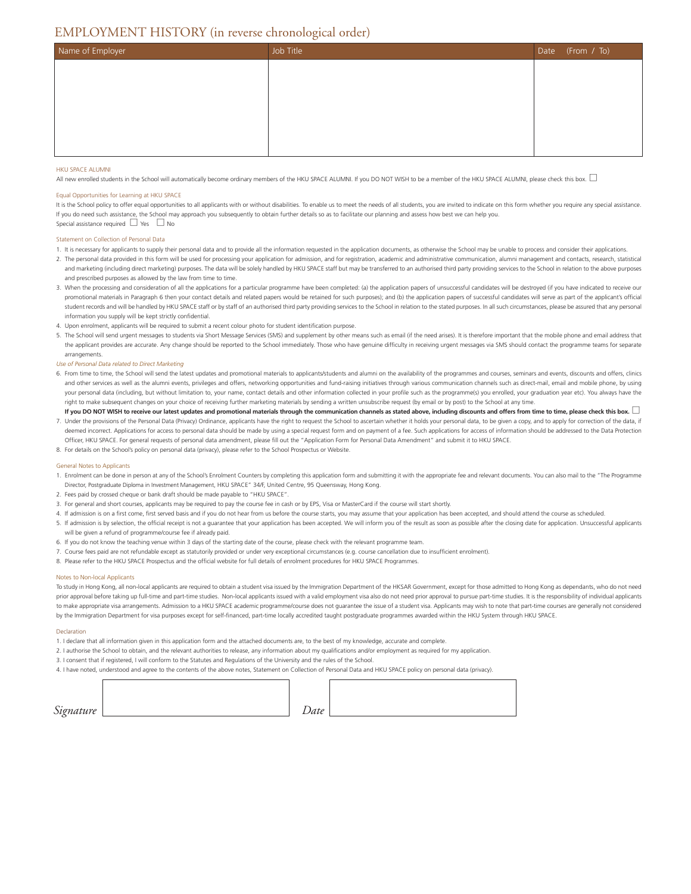# EMPLOYMENT HISTORY (in reverse chronological order)

| Name of Employer | Job Title | Date (From / To) |
|---|---|---|
| | | |

### HKU SPACE ALUMNI

All new enrolled students in the School will automatically become ordinary members of the HKU SPACE ALUMNI. If you DO NOT WISH to be a member of the HKU SPACE ALUMNI, please check this box. ☐

### Equal Opportunities for Learning at HKU SPACE

It is the School policy to offer equal opportunities to all applicants with or without disabilities. To enable us to meet the needs of all students, you are invited to indicate on this form whether you require any special assistance. If you do need such assistance, the School may approach you subsequently to obtain further details so as to facilitate our planning and assess how best we can help you.

Special assistance required ☐ Yes ☐ No

### Statement on Collection of Personal Data

1. It is necessary for applicants to supply their personal data and to provide all the information requested in the application documents, as otherwise the School may be unable to process and consider their applications.
2. The personal data provided in this form will be used for processing your application for admission, and for registration, academic and administrative communication, alumni management and contacts, research, statistical and marketing (including direct marketing) purposes. The data will be solely handled by HKU SPACE staff but may be transferred to an authorised third party providing services to the School in relation to the above purposes and prescribed purposes as allowed by the law from time to time.
3. When the processing and consideration of all the applications for a particular programme have been completed: (a) the application papers of unsuccessful candidates will be destroyed (if you have indicated to receive our promotional materials in Paragraph 6 then your contact details and related papers would be retained for such purposes); and (b) the application papers of successful candidates will serve as part of the applicant's official student records and will be handled by HKU SPACE staff or by staff of an authorised third party providing services to the School in relation to the stated purposes. In all such circumstances, please be assured that any personal information you supply will be kept strictly confidential.
4. Upon enrolment, applicants will be required to submit a recent colour photo for student identification purpose.
5. The School will send urgent messages to students via Short Message Services (SMS) and supplement by other means such as email (if the need arises). It is therefore important that the mobile phone and email address that the applicant provides are accurate. Any change should be reported to the School immediately. Those who have genuine difficulty in receiving urgent messages via SMS should contact the programme teams for separate arrangements.

*Use of Personal Data related to Direct Marketing*

6. From time to time, the School will send the latest updates and promotional materials to applicants/students and alumni on the availability of the programmes and courses, seminars and events, discounts and offers, clinics and other services as well as the alumni events, privileges and offers, networking opportunities and fund-raising initiatives through various communication channels such as direct-mail, email and mobile phone, by using your personal data (including, but without limitation to, your name, contact details and other information collected in your profile such as the programme(s) you enrolled, your graduation year etc). You always have the right to make subsequent changes on your choice of receiving further marketing materials by sending a written unsubscribe request (by email or by post) to the School at any time.
   **If you DO NOT WISH to receive our latest updates and promotional materials through the communication channels as stated above, including discounts and offers from time to time, please check this box.** ☐
7. Under the provisions of the Personal Data (Privacy) Ordinance, applicants have the right to request the School to ascertain whether it holds your personal data, to be given a copy, and to apply for correction of the data, if deemed incorrect. Applications for access to personal data should be made by using a special request form and on payment of a fee. Such applications for access of information should be addressed to the Data Protection Officer, HKU SPACE. For general requests of personal data amendment, please fill out the "Application Form for Personal Data Amendment" and submit it to HKU SPACE.
8. For details on the School's policy on personal data (privacy), please refer to the School Prospectus or Website.

### General Notes to Applicants

1. Enrolment can be done in person at any of the School's Enrolment Counters by completing this application form and submitting it with the appropriate fee and relevant documents. You can also mail to the "The Programme Director, Postgraduate Diploma in Investment Management, HKU SPACE" 34/F, United Centre, 95 Queensway, Hong Kong.
2. Fees paid by crossed cheque or bank draft should be made payable to "HKU SPACE".
3. For general and short courses, applicants may be required to pay the course fee in cash or by EPS, Visa or MasterCard if the course will start shortly.
4. If admission is on a first come, first served basis and if you do not hear from us before the course starts, you may assume that your application has been accepted, and should attend the course as scheduled.
5. If admission is by selection, the official receipt is not a guarantee that your application has been accepted. We will inform you of the result as soon as possible after the closing date for application. Unsuccessful applicants will be given a refund of programme/course fee if already paid.
6. If you do not know the teaching venue within 3 days of the starting date of the course, please check with the relevant programme team.
7. Course fees paid are not refundable except as statutorily provided or under very exceptional circumstances (e.g. course cancellation due to insufficient enrolment).
8. Please refer to the HKU SPACE Prospectus and the official website for full details of enrolment procedures for HKU SPACE Programmes.

### Notes to Non-local Applicants

To study in Hong Kong, all non-local applicants are required to obtain a student visa issued by the Immigration Department of the HKSAR Government, except for those admitted to Hong Kong as dependants, who do not need prior approval before taking up full-time and part-time studies. Non-local applicants issued with a valid employment visa also do not need prior approval to pursue part-time studies. It is the responsibility of individual applicants to make appropriate visa arrangements. Admission to a HKU SPACE academic programme/course does not guarantee the issue of a student visa. Applicants may wish to note that part-time courses are generally not considered by the Immigration Department for visa purposes except for self-financed, part-time locally accredited taught postgraduate programmes awarded within the HKU System through HKU SPACE.

### Declaration

1. I declare that all information given in this application form and the attached documents are, to the best of my knowledge, accurate and complete.
2. I authorise the School to obtain, and the relevant authorities to release, any information about my qualifications and/or employment as required for my application.
3. I consent that if registered, I will conform to the Statutes and Regulations of the University and the rules of the School.
4. I have noted, understood and agree to the contents of the above notes, Statement on Collection of Personal Data and HKU SPACE policy on personal data (privacy).

*Signature* ____________________ *Date* ____________________